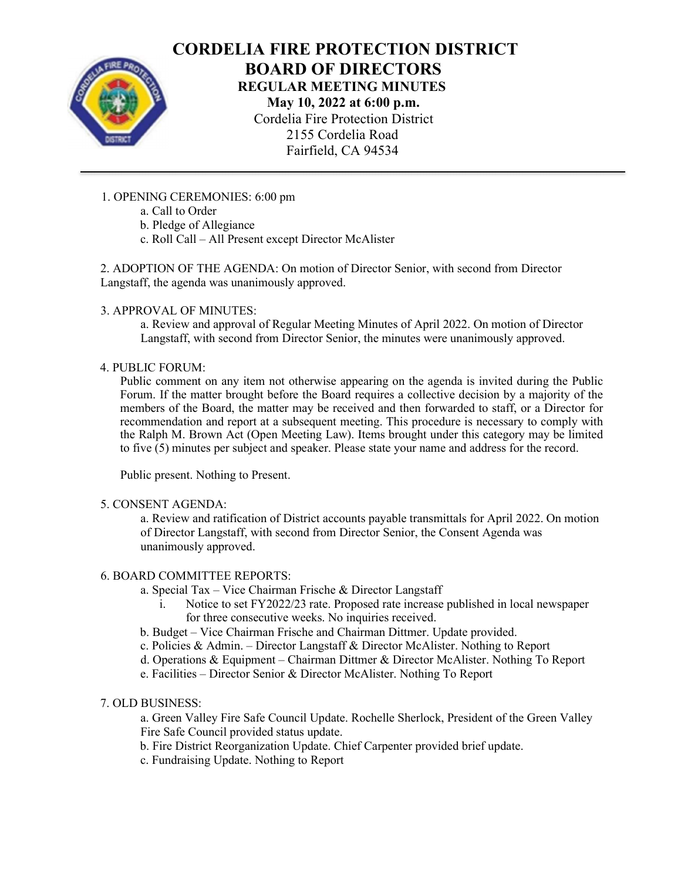# CORDELIA FIRE PROTECTION DISTRICT
# BOARD OF DIRECTORS
## REGULAR MEETING MINUTES
### May 10, 2022 at 6:00 p.m.

Cordelia Fire Protection District
2155 Cordelia Road
Fairfield, CA 94534

---

1. OPENING CEREMONIES: 6:00 pm
   - a. Call to Order
   - b. Pledge of Allegiance
   - c. Roll Call – All Present except Director McAlister

2. ADOPTION OF THE AGENDA: On motion of Director Senior, with second from Director Langstaff, the agenda was unanimously approved.

3. APPROVAL OF MINUTES:
   - a. Review and approval of Regular Meeting Minutes of April 2022. On motion of Director Langstaff, with second from Director Senior, the minutes were unanimously approved.

4. PUBLIC FORUM:

   Public comment on any item not otherwise appearing on the agenda is invited during the Public Forum. If the matter brought before the Board requires a collective decision by a majority of the members of the Board, the matter may be received and then forwarded to staff, or a Director for recommendation and report at a subsequent meeting. This procedure is necessary to comply with the Ralph M. Brown Act (Open Meeting Law). Items brought under this category may be limited to five (5) minutes per subject and speaker. Please state your name and address for the record.

   Public present. Nothing to Present.

5. CONSENT AGENDA:
   - a. Review and ratification of District accounts payable transmittals for April 2022. On motion of Director Langstaff, with second from Director Senior, the Consent Agenda was unanimously approved.

6. BOARD COMMITTEE REPORTS:
   - a. Special Tax – Vice Chairman Frische & Director Langstaff
     - i. Notice to set FY2022/23 rate. Proposed rate increase published in local newspaper for three consecutive weeks. No inquiries received.
   - b. Budget – Vice Chairman Frische and Chairman Dittmer. Update provided.
   - c. Policies & Admin. – Director Langstaff & Director McAlister. Nothing to Report
   - d. Operations & Equipment – Chairman Dittmer & Director McAlister. Nothing To Report
   - e. Facilities – Director Senior & Director McAlister. Nothing To Report

7. OLD BUSINESS:
   - a. Green Valley Fire Safe Council Update. Rochelle Sherlock, President of the Green Valley Fire Safe Council provided status update.
   - b. Fire District Reorganization Update. Chief Carpenter provided brief update.
   - c. Fundraising Update. Nothing to Report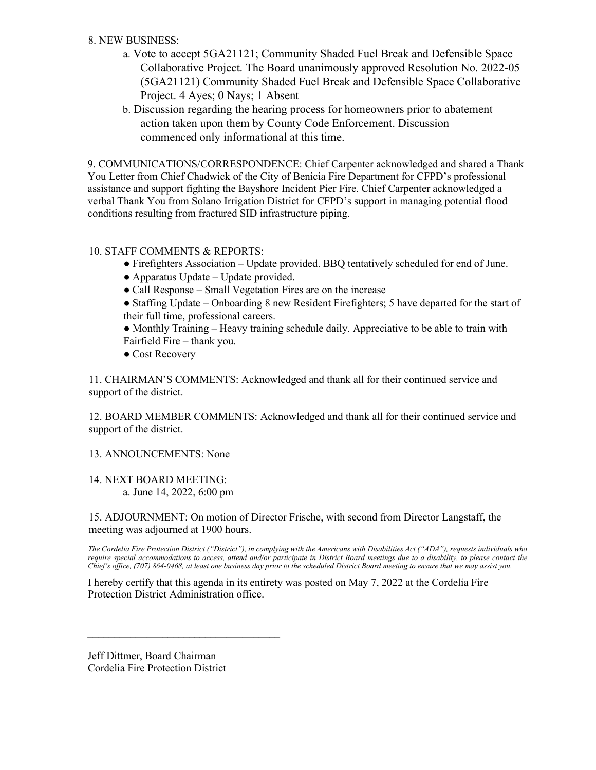8. NEW BUSINESS:

a. Vote to accept 5GA21121; Community Shaded Fuel Break and Defensible Space Collaborative Project. The Board unanimously approved Resolution No. 2022-05 (5GA21121) Community Shaded Fuel Break and Defensible Space Collaborative Project. 4 Ayes; 0 Nays; 1 Absent

b. Discussion regarding the hearing process for homeowners prior to abatement action taken upon them by County Code Enforcement. Discussion commenced only informational at this time.

9. COMMUNICATIONS/CORRESPONDENCE: Chief Carpenter acknowledged and shared a Thank You Letter from Chief Chadwick of the City of Benicia Fire Department for CFPD's professional assistance and support fighting the Bayshore Incident Pier Fire. Chief Carpenter acknowledged a verbal Thank You from Solano Irrigation District for CFPD's support in managing potential flood conditions resulting from fractured SID infrastructure piping.

10. STAFF COMMENTS & REPORTS:

- Firefighters Association – Update provided. BBQ tentatively scheduled for end of June.
- Apparatus Update – Update provided.
- Call Response – Small Vegetation Fires are on the increase
- Staffing Update – Onboarding 8 new Resident Firefighters; 5 have departed for the start of their full time, professional careers.
- Monthly Training – Heavy training schedule daily. Appreciative to be able to train with Fairfield Fire – thank you.
- Cost Recovery

11. CHAIRMAN'S COMMENTS: Acknowledged and thank all for their continued service and support of the district.

12. BOARD MEMBER COMMENTS: Acknowledged and thank all for their continued service and support of the district.

13. ANNOUNCEMENTS: None

14. NEXT BOARD MEETING:

a. June 14, 2022, 6:00 pm

15. ADJOURNMENT: On motion of Director Frische, with second from Director Langstaff, the meeting was adjourned at 1900 hours.

*The Cordelia Fire Protection District ("District"), in complying with the Americans with Disabilities Act ("ADA"), requests individuals who require special accommodations to access, attend and/or participate in District Board meetings due to a disability, to please contact the Chief's office, (707) 864-0468, at least one business day prior to the scheduled District Board meeting to ensure that we may assist you.*

I hereby certify that this agenda in its entirety was posted on May 7, 2022 at the Cordelia Fire Protection District Administration office.

_________________________________

Jeff Dittmer, Board Chairman
Cordelia Fire Protection District